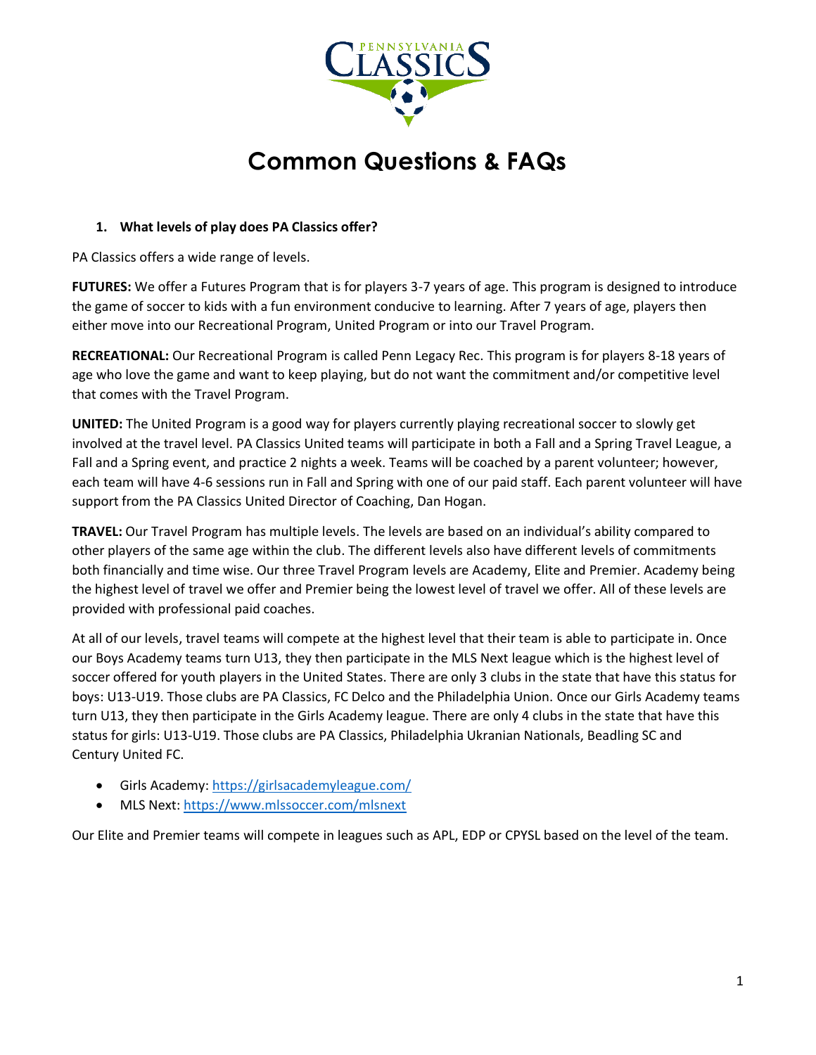# Common Questions & FAQs

1. **What levels of play does PA Classics offer?**

PA Classics offers a wide range of levels.

**FUTURES:** We offer a Futures Program that is for players 3-7 years of age. This program is designed to introduce the game of soccer to kids with a fun environment conducive to learning. After 7 years of age, players then either move into our Recreational Program, United Program or into our Travel Program.

**RECREATIONAL:** Our Recreational Program is called Penn Legacy Rec. This program is for players 8-18 years of age who love the game and want to keep playing, but do not want the commitment and/or competitive level that comes with the Travel Program.

**UNITED:** The United Program is a good way for players currently playing recreational soccer to slowly get involved at the travel level. PA Classics United teams will participate in both a Fall and a Spring Travel League, a Fall and a Spring event, and practice 2 nights a week. Teams will be coached by a parent volunteer; however, each team will have 4-6 sessions run in Fall and Spring with one of our paid staff. Each parent volunteer will have support from the PA Classics United Director of Coaching, Dan Hogan.

**TRAVEL:** Our Travel Program has multiple levels. The levels are based on an individual's ability compared to other players of the same age within the club. The different levels also have different levels of commitments both financially and time wise. Our three Travel Program levels are Academy, Elite and Premier. Academy being the highest level of travel we offer and Premier being the lowest level of travel we offer. All of these levels are provided with professional paid coaches.

At all of our levels, travel teams will compete at the highest level that their team is able to participate in. Once our Boys Academy teams turn U13, they then participate in the MLS Next league which is the highest level of soccer offered for youth players in the United States. There are only 3 clubs in the state that have this status for boys: U13-U19. Those clubs are PA Classics, FC Delco and the Philadelphia Union. Once our Girls Academy teams turn U13, they then participate in the Girls Academy league. There are only 4 clubs in the state that have this status for girls: U13-U19. Those clubs are PA Classics, Philadelphia Ukranian Nationals, Beadling SC and Century United FC.

- Girls Academy: https://girlsacademyleague.com/
- MLS Next: https://www.mlssoccer.com/mlsnext

Our Elite and Premier teams will compete in leagues such as APL, EDP or CPYSL based on the level of the team.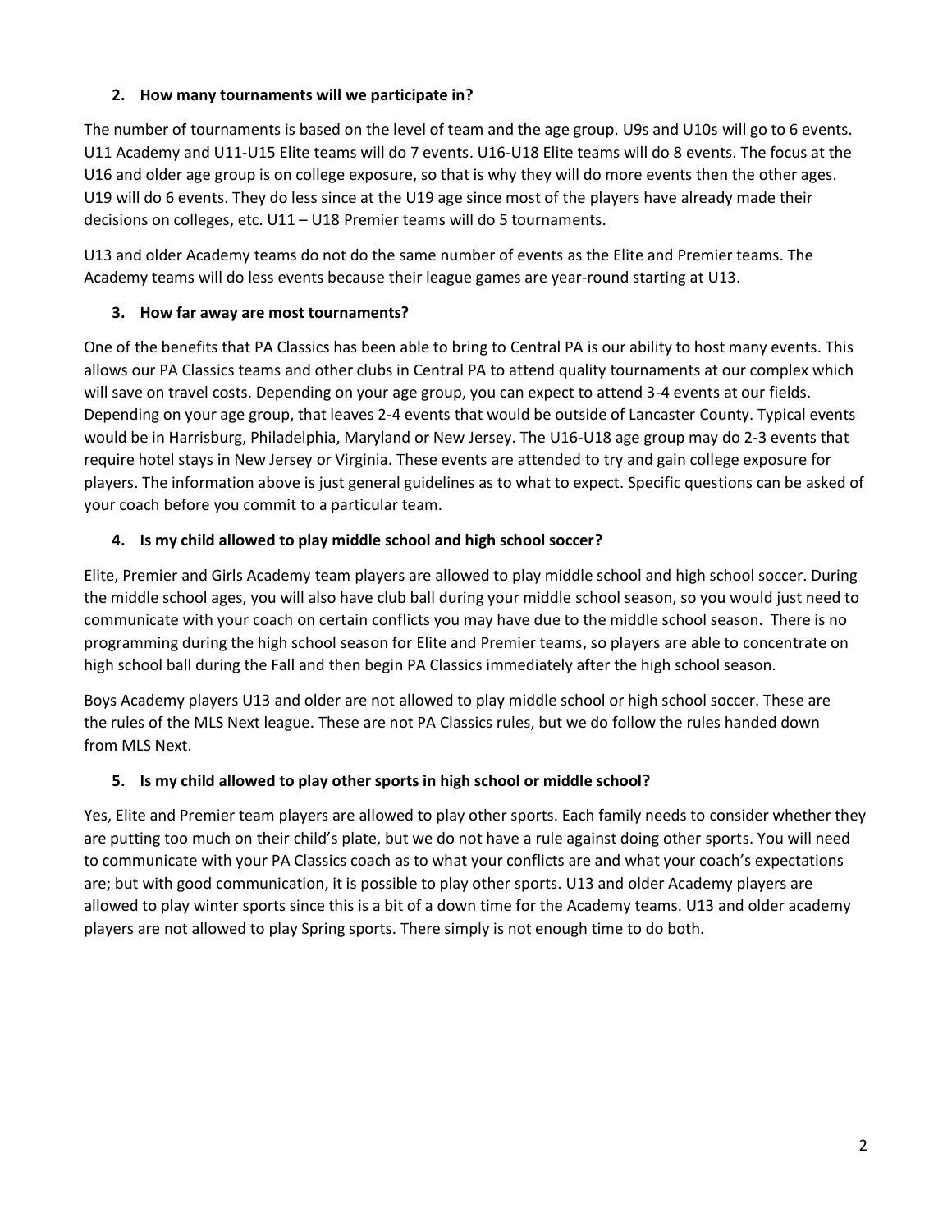### 2. How many tournaments will we participate in?

The number of tournaments is based on the level of team and the age group. U9s and U10s will go to 6 events. U11 Academy and U11-U15 Elite teams will do 7 events. U16-U18 Elite teams will do 8 events. The focus at the U16 and older age group is on college exposure, so that is why they will do more events then the other ages. U19 will do 6 events. They do less since at the U19 age since most of the players have already made their decisions on colleges, etc. U11 – U18 Premier teams will do 5 tournaments.

U13 and older Academy teams do not do the same number of events as the Elite and Premier teams. The Academy teams will do less events because their league games are year-round starting at U13.

### 3. How far away are most tournaments?

One of the benefits that PA Classics has been able to bring to Central PA is our ability to host many events. This allows our PA Classics teams and other clubs in Central PA to attend quality tournaments at our complex which will save on travel costs. Depending on your age group, you can expect to attend 3-4 events at our fields. Depending on your age group, that leaves 2-4 events that would be outside of Lancaster County. Typical events would be in Harrisburg, Philadelphia, Maryland or New Jersey. The U16-U18 age group may do 2-3 events that require hotel stays in New Jersey or Virginia. These events are attended to try and gain college exposure for players. The information above is just general guidelines as to what to expect. Specific questions can be asked of your coach before you commit to a particular team.

### 4. Is my child allowed to play middle school and high school soccer?

Elite, Premier and Girls Academy team players are allowed to play middle school and high school soccer. During the middle school ages, you will also have club ball during your middle school season, so you would just need to communicate with your coach on certain conflicts you may have due to the middle school season. There is no programming during the high school season for Elite and Premier teams, so players are able to concentrate on high school ball during the Fall and then begin PA Classics immediately after the high school season.

Boys Academy players U13 and older are not allowed to play middle school or high school soccer. These are the rules of the MLS Next league. These are not PA Classics rules, but we do follow the rules handed down from MLS Next.

### 5. Is my child allowed to play other sports in high school or middle school?

Yes, Elite and Premier team players are allowed to play other sports. Each family needs to consider whether they are putting too much on their child's plate, but we do not have a rule against doing other sports. You will need to communicate with your PA Classics coach as to what your conflicts are and what your coach's expectations are; but with good communication, it is possible to play other sports. U13 and older Academy players are allowed to play winter sports since this is a bit of a down time for the Academy teams. U13 and older academy players are not allowed to play Spring sports. There simply is not enough time to do both.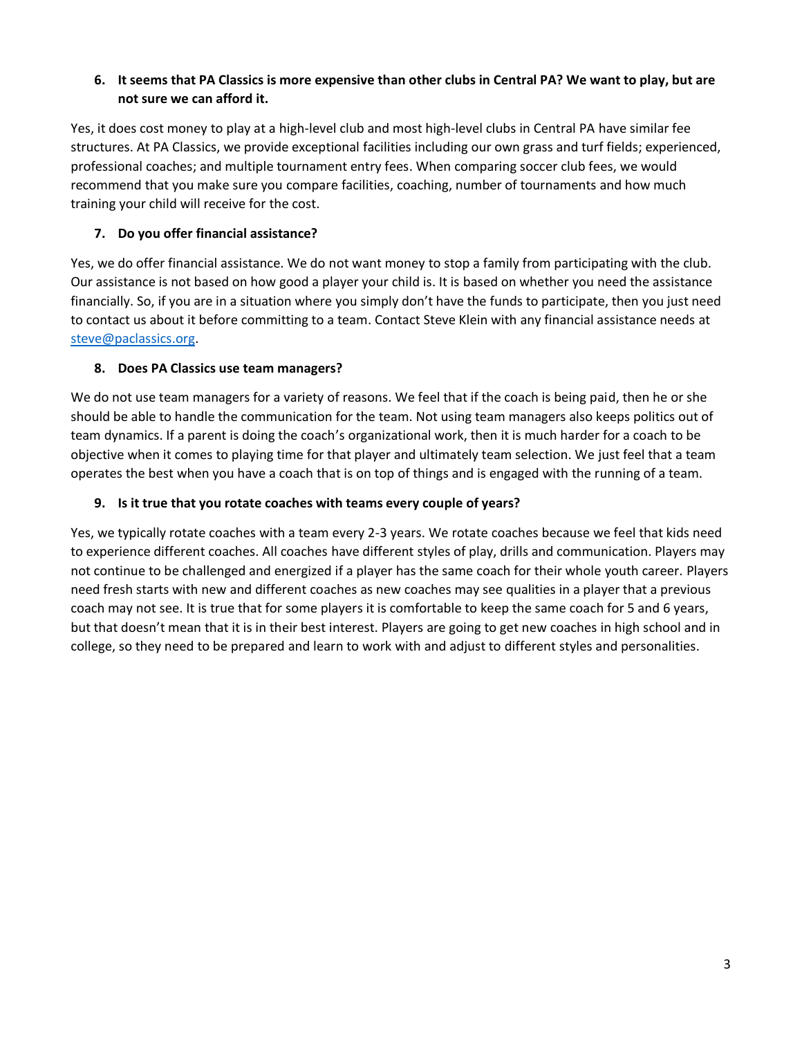**6. It seems that PA Classics is more expensive than other clubs in Central PA? We want to play, but are not sure we can afford it.**

Yes, it does cost money to play at a high-level club and most high-level clubs in Central PA have similar fee structures. At PA Classics, we provide exceptional facilities including our own grass and turf fields; experienced, professional coaches; and multiple tournament entry fees. When comparing soccer club fees, we would recommend that you make sure you compare facilities, coaching, number of tournaments and how much training your child will receive for the cost.

**7. Do you offer financial assistance?**

Yes, we do offer financial assistance. We do not want money to stop a family from participating with the club. Our assistance is not based on how good a player your child is. It is based on whether you need the assistance financially. So, if you are in a situation where you simply don't have the funds to participate, then you just need to contact us about it before committing to a team. Contact Steve Klein with any financial assistance needs at steve@paclassics.org.

**8. Does PA Classics use team managers?**

We do not use team managers for a variety of reasons. We feel that if the coach is being paid, then he or she should be able to handle the communication for the team. Not using team managers also keeps politics out of team dynamics. If a parent is doing the coach's organizational work, then it is much harder for a coach to be objective when it comes to playing time for that player and ultimately team selection. We just feel that a team operates the best when you have a coach that is on top of things and is engaged with the running of a team.

**9. Is it true that you rotate coaches with teams every couple of years?**

Yes, we typically rotate coaches with a team every 2-3 years. We rotate coaches because we feel that kids need to experience different coaches. All coaches have different styles of play, drills and communication. Players may not continue to be challenged and energized if a player has the same coach for their whole youth career. Players need fresh starts with new and different coaches as new coaches may see qualities in a player that a previous coach may not see. It is true that for some players it is comfortable to keep the same coach for 5 and 6 years, but that doesn't mean that it is in their best interest. Players are going to get new coaches in high school and in college, so they need to be prepared and learn to work with and adjust to different styles and personalities.